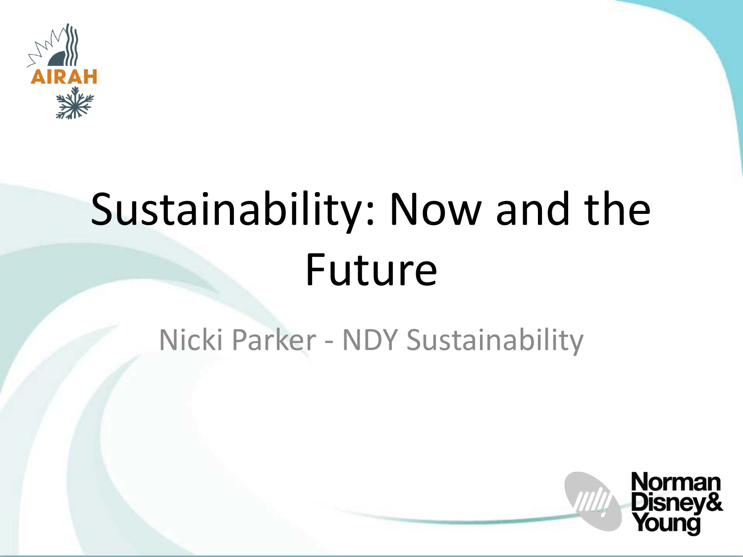# Sustainability: Now and the Future

Nicki Parker - NDY Sustainability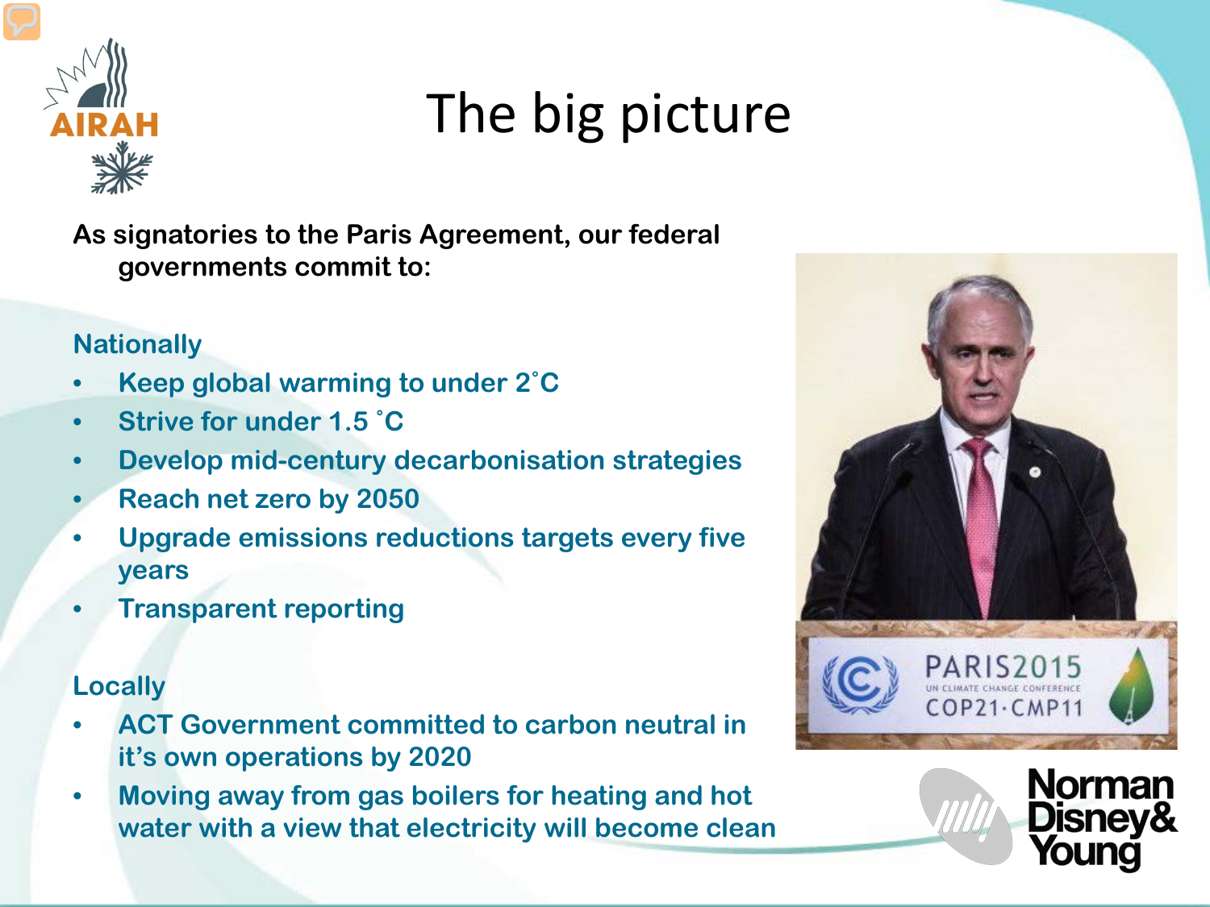# The big picture

**As signatories to the Paris Agreement, our federal governments commit to:**

**Nationally**

- **Keep global warming to under 2˚C**
- **Strive for under 1.5 ˚C**
- **Develop mid-century decarbonisation strategies**
- **Reach net zero by 2050**
- **Upgrade emissions reductions targets every five years**
- **Transparent reporting**

**Locally**

- **ACT Government committed to carbon neutral in it's own operations by 2020**
- **Moving away from gas boilers for heating and hot water with a view that electricity will become clean**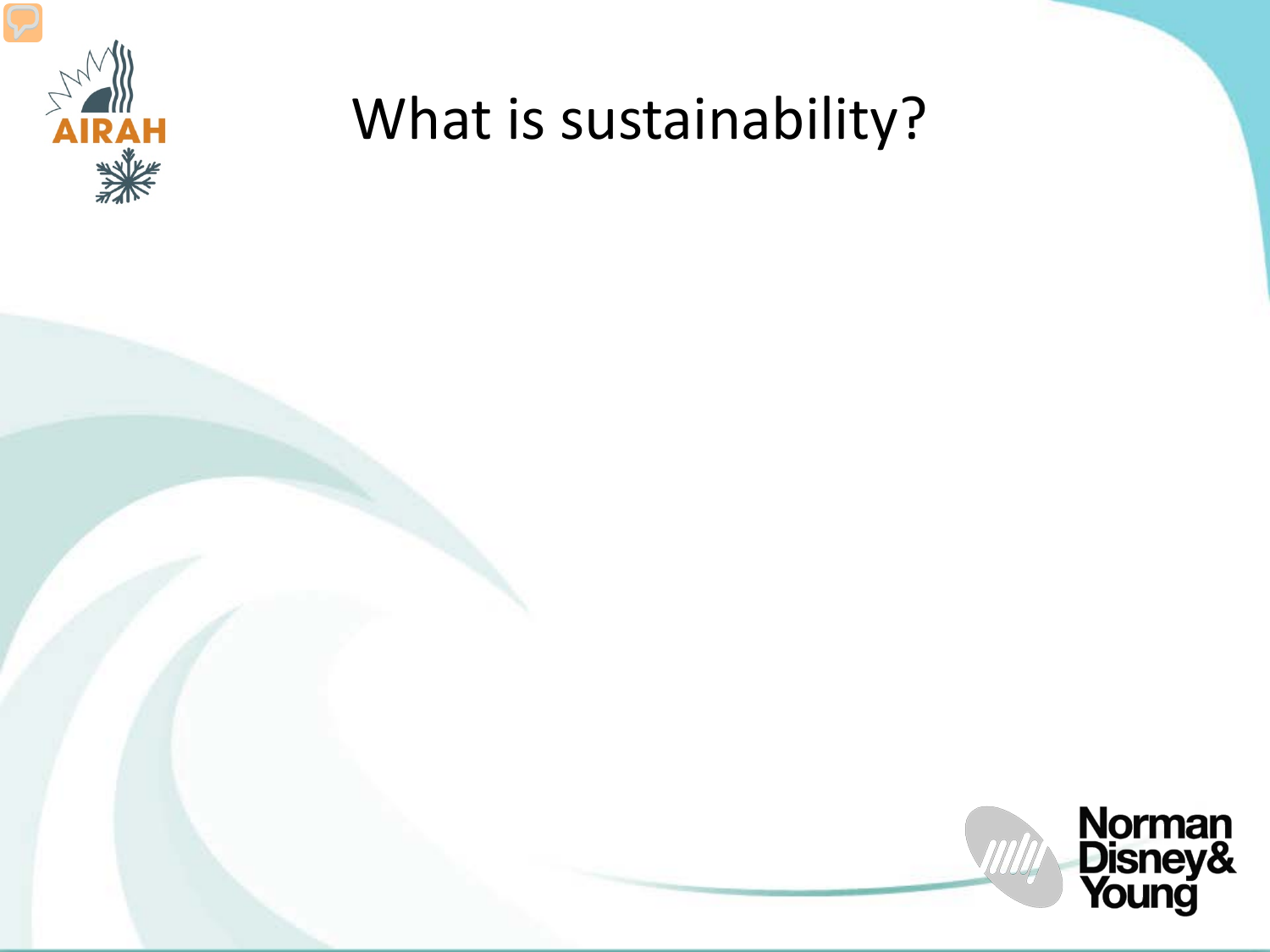# What is sustainability?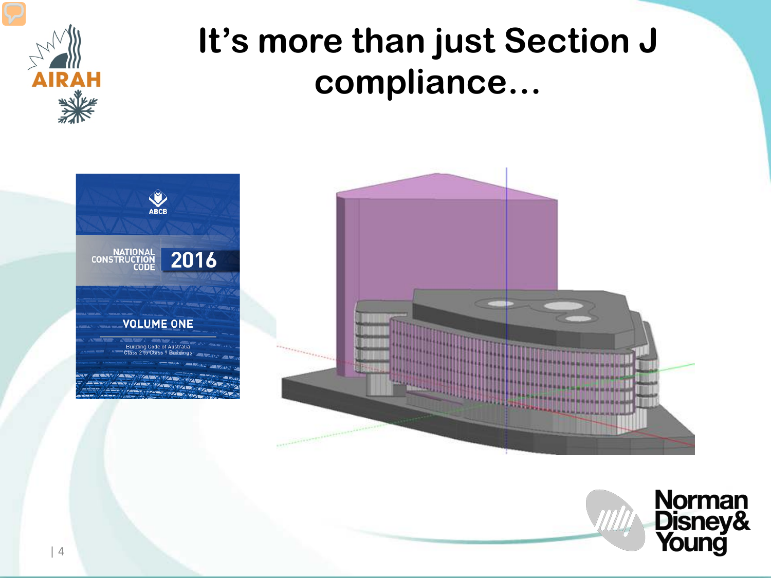# It's more than just Section J compliance...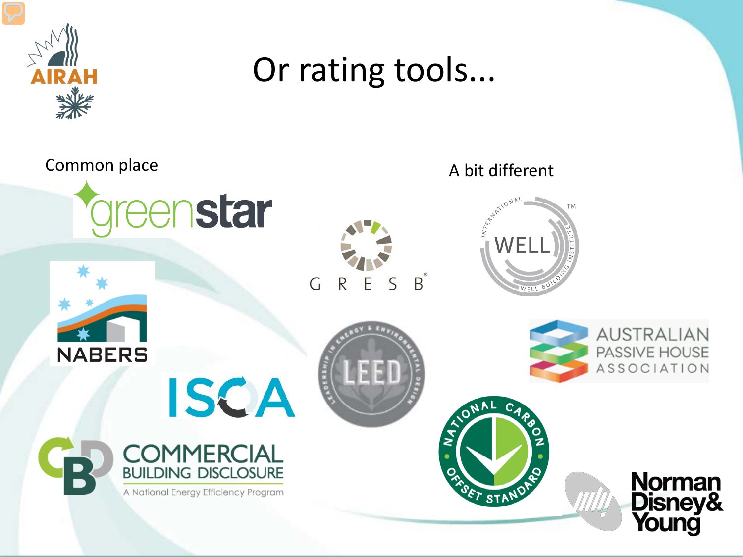# Or rating tools...

Common place

greenstar

NABERS

ISCA

COMMERCIAL BUILDING DISCLOSURE
A National Energy Efficiency Program

GRESB

LEED

A bit different

INTERNATIONAL WELL BUILDING INSTITUTE

AUSTRALIAN PASSIVE HOUSE ASSOCIATION

NATIONAL CARBON OFFSET STANDARD

Norman Disney & Young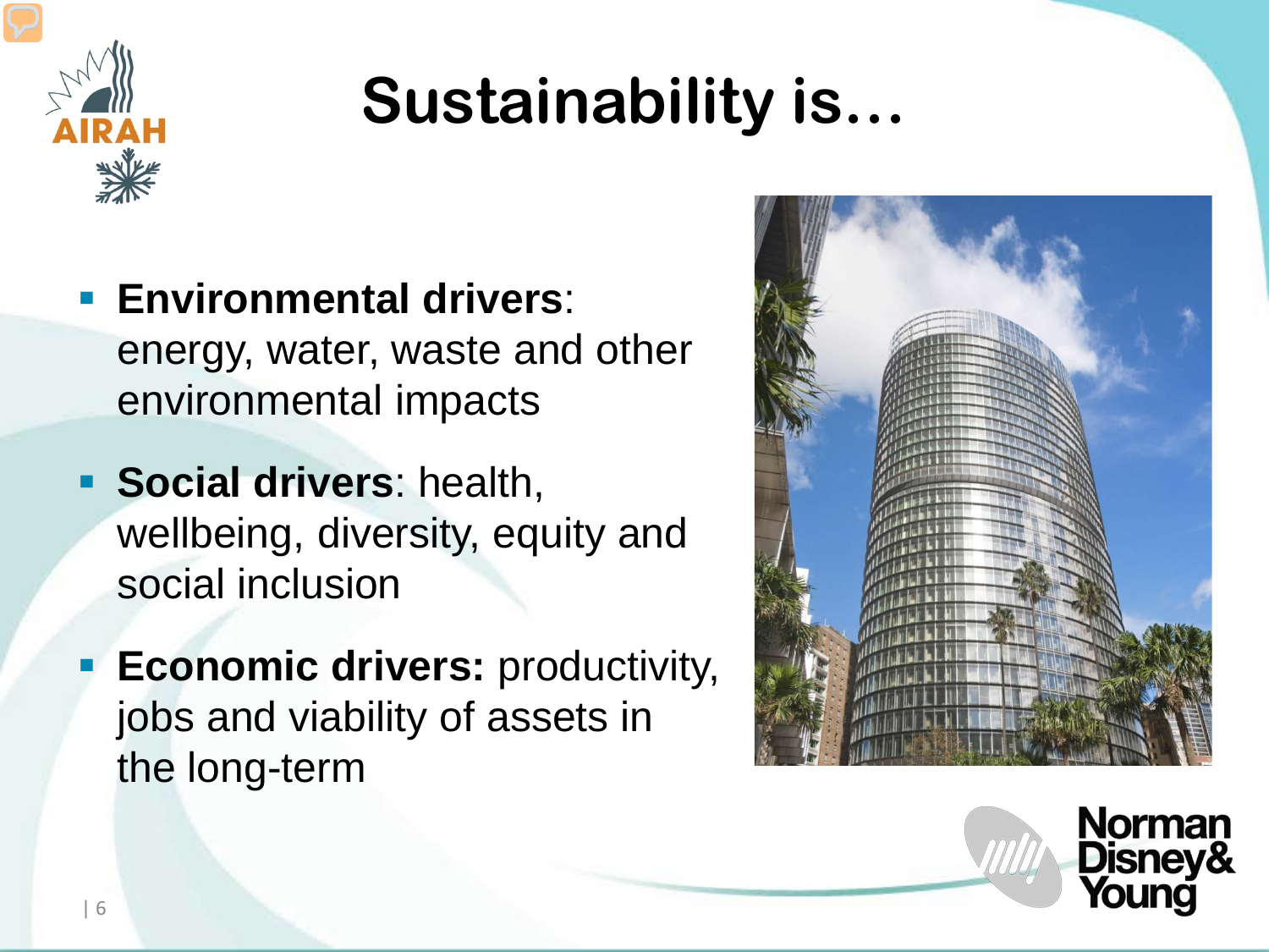# Sustainability is…

- **Environmental drivers**: energy, water, waste and other environmental impacts
- **Social drivers**: health, wellbeing, diversity, equity and social inclusion
- **Economic drivers:** productivity, jobs and viability of assets in the long-term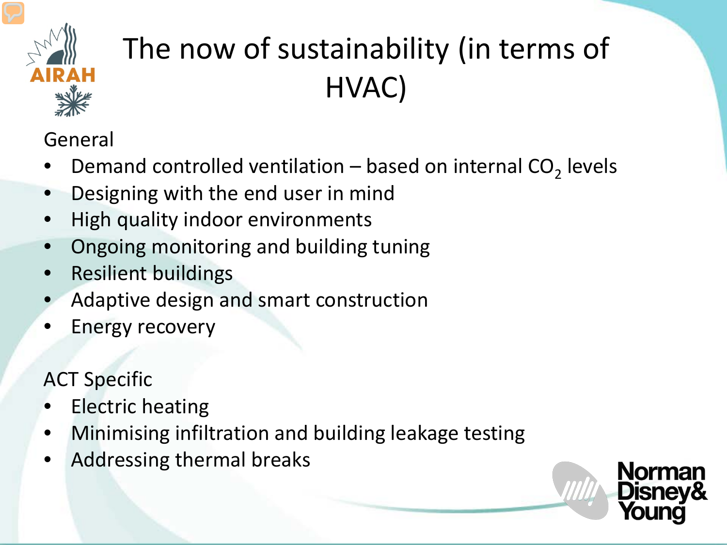# The now of sustainability (in terms of HVAC)

General

- Demand controlled ventilation – based on internal $CO_2$ levels
- Designing with the end user in mind
- High quality indoor environments
- Ongoing monitoring and building tuning
- Resilient buildings
- Adaptive design and smart construction
- Energy recovery

ACT Specific

- Electric heating
- Minimising infiltration and building leakage testing
- Addressing thermal breaks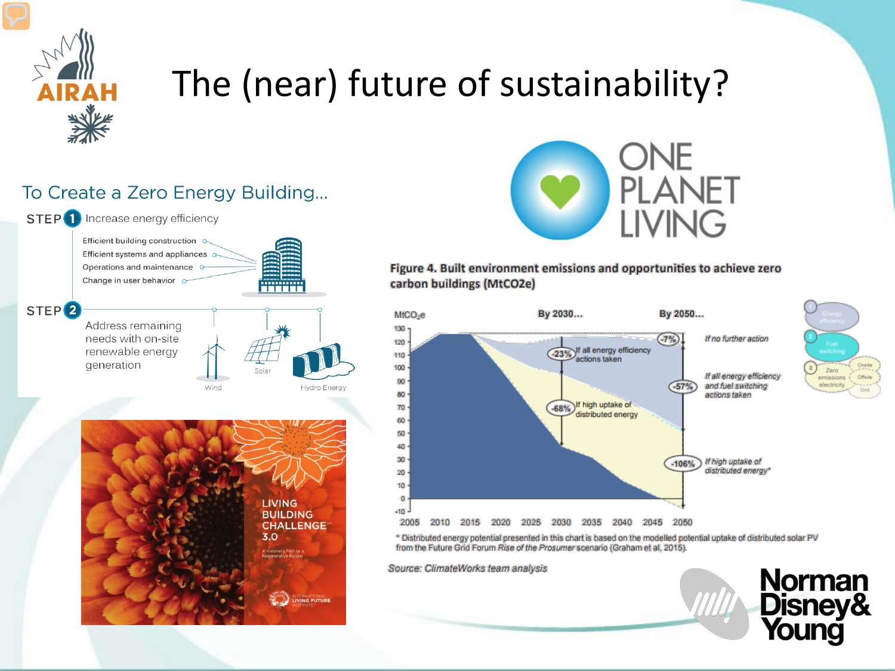# The (near) future of sustainability?

## To Create a Zero Energy Building...

**STEP 1** Increase energy efficiency

- Efficient building construction
- Efficient systems and appliances
- Operations and maintenance
- Change in user behavior

**STEP 2** Address remaining needs with on-site renewable energy generation

Wind — Solar — Hydro Energy

ONE PLANET LIVING

LIVING BUILDING CHALLENGE 3.0

A Visionary Path to a Regenerative Future

INTERNATIONAL LIVING FUTURE INSTITUTE

**Figure 4. Built environment emissions and opportunities to achieve zero carbon buildings ($MtCO_2e$)**

$MtCO_2e$ — By 2030... — By 2050...

- -7% If no further action
- -23% If all energy efficiency actions taken
- -57% If all energy efficiency and fuel switching actions taken
- -68% If high uptake of distributed energy
- -106% If high uptake of distributed energy*

1 Energy efficiency — 2 Fuel switching — 3 Zero emissions electricity (Onsite, Offsite, Grid)

\* Distributed energy potential presented in this chart is based on the modelled potential uptake of distributed solar PV from the Future Grid Forum *Rise of the Prosumer* scenario (Graham et al, 2015).

*Source: ClimateWorks team analysis*

Norman Disney & Young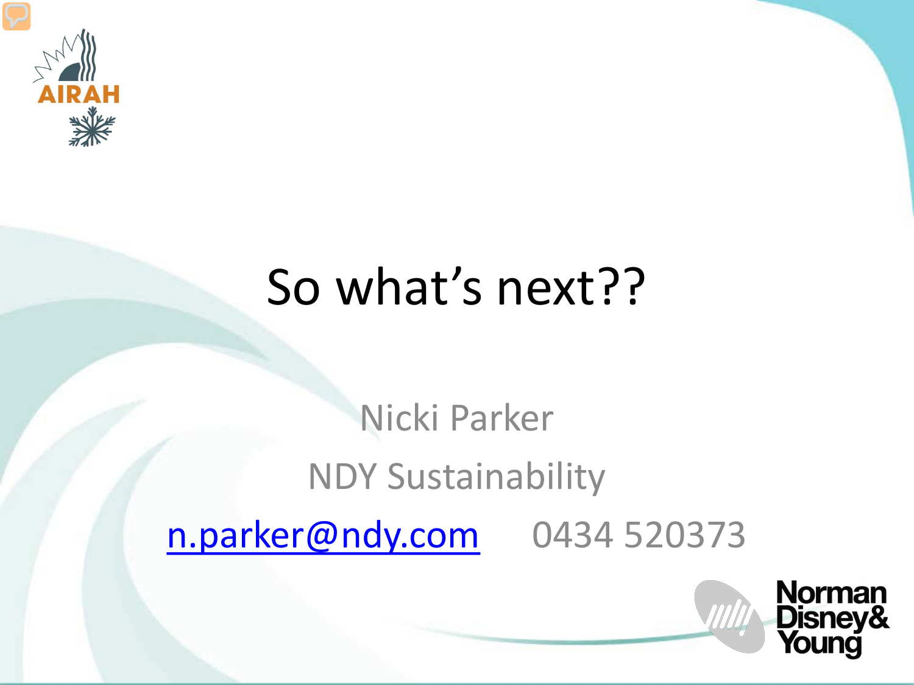# So what's next??

Nicki Parker

NDY Sustainability

n.parker@ndy.com 0434 520373